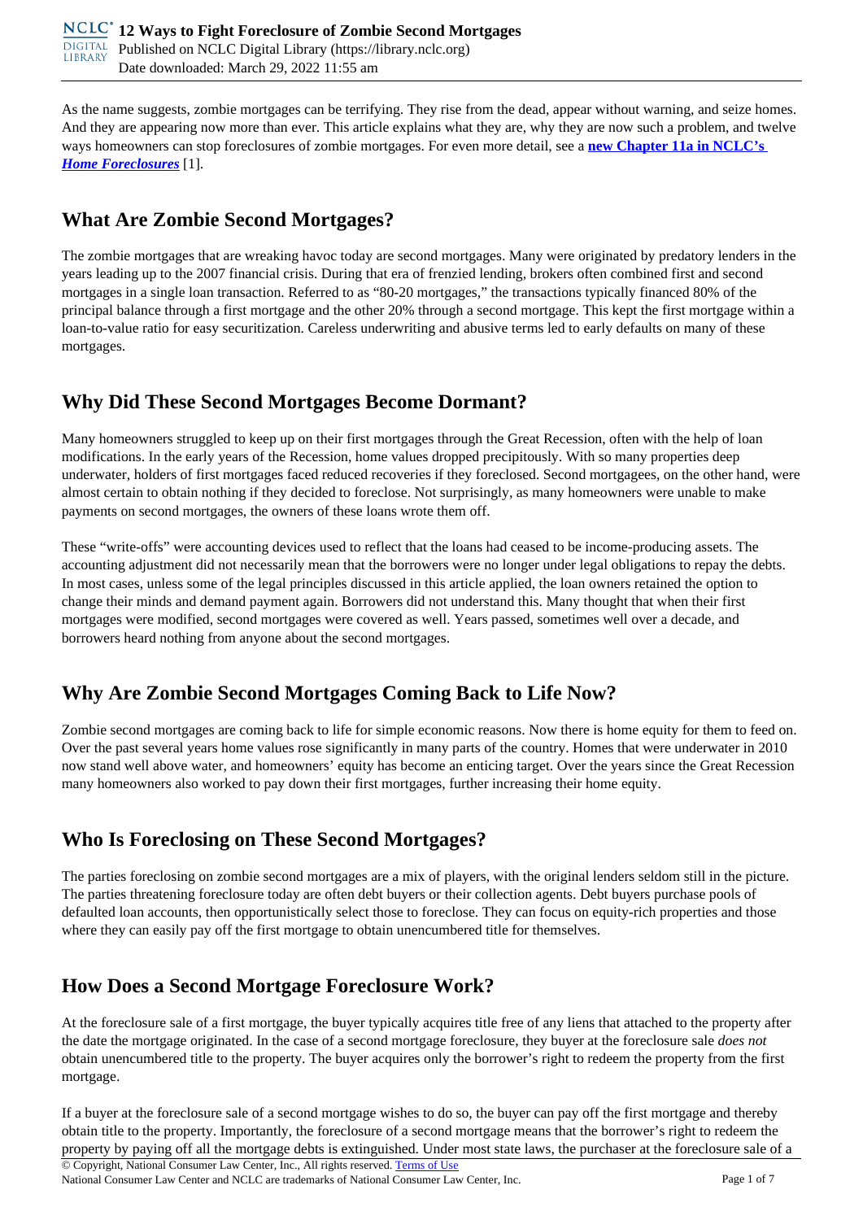# 12 Ways to Fight Foreclosure of Zombie Second Mortgages

Published on NCLC Digital Library (https://library.nclc.org)
Date downloaded: March 29, 2022 11:55 am

As the name suggests, zombie mortgages can be terrifying. They rise from the dead, appear without warning, and seize homes. And they are appearing now more than ever. This article explains what they are, why they are now such a problem, and twelve ways homeowners can stop foreclosures of zombie mortgages. For even more detail, see a **new Chapter 11a in NCLC's *Home Foreclosures*** [1].

## What Are Zombie Second Mortgages?

The zombie mortgages that are wreaking havoc today are second mortgages. Many were originated by predatory lenders in the years leading up to the 2007 financial crisis. During that era of frenzied lending, brokers often combined first and second mortgages in a single loan transaction. Referred to as "80-20 mortgages," the transactions typically financed 80% of the principal balance through a first mortgage and the other 20% through a second mortgage. This kept the first mortgage within a loan-to-value ratio for easy securitization. Careless underwriting and abusive terms led to early defaults on many of these mortgages.

## Why Did These Second Mortgages Become Dormant?

Many homeowners struggled to keep up on their first mortgages through the Great Recession, often with the help of loan modifications. In the early years of the Recession, home values dropped precipitously. With so many properties deep underwater, holders of first mortgages faced reduced recoveries if they foreclosed. Second mortgagees, on the other hand, were almost certain to obtain nothing if they decided to foreclose. Not surprisingly, as many homeowners were unable to make payments on second mortgages, the owners of these loans wrote them off.

These "write-offs" were accounting devices used to reflect that the loans had ceased to be income-producing assets. The accounting adjustment did not necessarily mean that the borrowers were no longer under legal obligations to repay the debts. In most cases, unless some of the legal principles discussed in this article applied, the loan owners retained the option to change their minds and demand payment again. Borrowers did not understand this. Many thought that when their first mortgages were modified, second mortgages were covered as well. Years passed, sometimes well over a decade, and borrowers heard nothing from anyone about the second mortgages.

## Why Are Zombie Second Mortgages Coming Back to Life Now?

Zombie second mortgages are coming back to life for simple economic reasons. Now there is home equity for them to feed on. Over the past several years home values rose significantly in many parts of the country. Homes that were underwater in 2010 now stand well above water, and homeowners' equity has become an enticing target. Over the years since the Great Recession many homeowners also worked to pay down their first mortgages, further increasing their home equity.

## Who Is Foreclosing on These Second Mortgages?

The parties foreclosing on zombie second mortgages are a mix of players, with the original lenders seldom still in the picture. The parties threatening foreclosure today are often debt buyers or their collection agents. Debt buyers purchase pools of defaulted loan accounts, then opportunistically select those to foreclose. They can focus on equity-rich properties and those where they can easily pay off the first mortgage to obtain unencumbered title for themselves.

## How Does a Second Mortgage Foreclosure Work?

At the foreclosure sale of a first mortgage, the buyer typically acquires title free of any liens that attached to the property after the date the mortgage originated. In the case of a second mortgage foreclosure, they buyer at the foreclosure sale *does not* obtain unencumbered title to the property. The buyer acquires only the borrower's right to redeem the property from the first mortgage.

If a buyer at the foreclosure sale of a second mortgage wishes to do so, the buyer can pay off the first mortgage and thereby obtain title to the property. Importantly, the foreclosure of a second mortgage means that the borrower's right to redeem the property by paying off all the mortgage debts is extinguished. Under most state laws, the purchaser at the foreclosure sale of a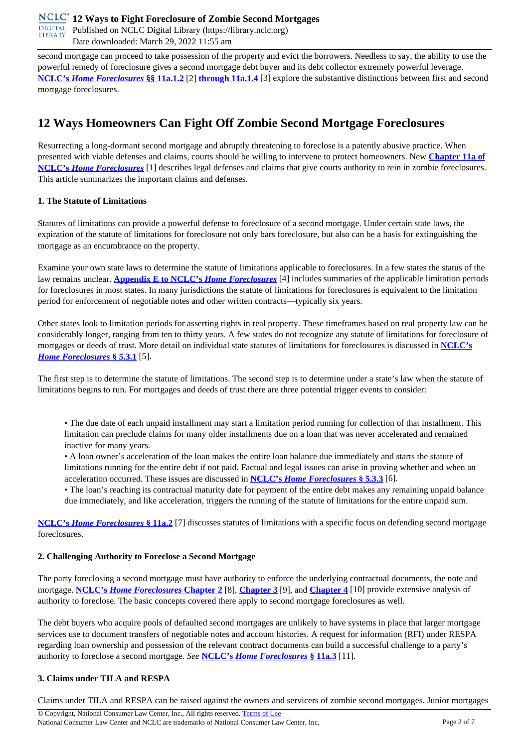second mortgage can proceed to take possession of the property and evict the borrowers. Needless to say, the ability to use the powerful remedy of foreclosure gives a second mortgage debt buyer and its debt collector extremely powerful leverage. **NCLC's *Home Foreclosures* §§ 11a.1.2** [2] **through 11a.1.4** [3] explore the substantive distinctions between first and second mortgage foreclosures.

## 12 Ways Homeowners Can Fight Off Zombie Second Mortgage Foreclosures

Resurrecting a long-dormant second mortgage and abruptly threatening to foreclose is a patently abusive practice. When presented with viable defenses and claims, courts should be willing to intervene to protect homeowners. New **Chapter 11a of NCLC's *Home Foreclosures*** [1] describes legal defenses and claims that give courts authority to rein in zombie foreclosures. This article summarizes the important claims and defenses.

### 1. The Statute of Limitations

Statutes of limitations can provide a powerful defense to foreclosure of a second mortgage. Under certain state laws, the expiration of the statute of limitations for foreclosure not only bars foreclosure, but also can be a basis for extinguishing the mortgage as an encumbrance on the property.

Examine your own state laws to determine the statute of limitations applicable to foreclosures. In a few states the status of the law remains unclear. **Appendix E to NCLC's *Home Foreclosures*** [4] includes summaries of the applicable limitation periods for foreclosures in most states. In many jurisdictions the statute of limitations for foreclosures is equivalent to the limitation period for enforcement of negotiable notes and other written contracts—typically six years.

Other states look to limitation periods for asserting rights in real property. These timeframes based on real property law can be considerably longer, ranging from ten to thirty years. A few states do not recognize any statute of limitations for foreclosure of mortgages or deeds of trust. More detail on individual state statutes of limitations for foreclosures is discussed in **NCLC's *Home Foreclosures* § 5.3.1** [5].

The first step is to determine the statute of limitations. The second step is to determine under a state's law when the statute of limitations begins to run. For mortgages and deeds of trust there are three potential trigger events to consider:

- The due date of each unpaid installment may start a limitation period running for collection of that installment. This limitation can preclude claims for many older installments due on a loan that was never accelerated and remained inactive for many years.
- A loan owner's acceleration of the loan makes the entire loan balance due immediately and starts the statute of limitations running for the entire debt if not paid. Factual and legal issues can arise in proving whether and when an acceleration occurred. These issues are discussed in **NCLC's *Home Foreclosures* § 5.3.3** [6].
- The loan's reaching its contractual maturity date for payment of the entire debt makes any remaining unpaid balance due immediately, and like acceleration, triggers the running of the statute of limitations for the entire unpaid sum.

**NCLC's *Home Foreclosures* § 11a.2** [7] discusses statutes of limitations with a specific focus on defending second mortgage foreclosures.

### 2. Challenging Authority to Foreclose a Second Mortgage

The party foreclosing a second mortgage must have authority to enforce the underlying contractual documents, the note and mortgage. **NCLC's *Home Foreclosures* Chapter 2** [8], **Chapter 3** [9], and **Chapter 4** [10] provide extensive analysis of authority to foreclose. The basic concepts covered there apply to second mortgage foreclosures as well.

The debt buyers who acquire pools of defaulted second mortgages are unlikely to have systems in place that larger mortgage services use to document transfers of negotiable notes and account histories. A request for information (RFI) under RESPA regarding loan ownership and possession of the relevant contract documents can build a successful challenge to a party's authority to foreclose a second mortgage. *See* **NCLC's *Home Foreclosures* § 11a.3** [11].

### 3. Claims under TILA and RESPA

Claims under TILA and RESPA can be raised against the owners and servicers of zombie second mortgages. Junior mortgages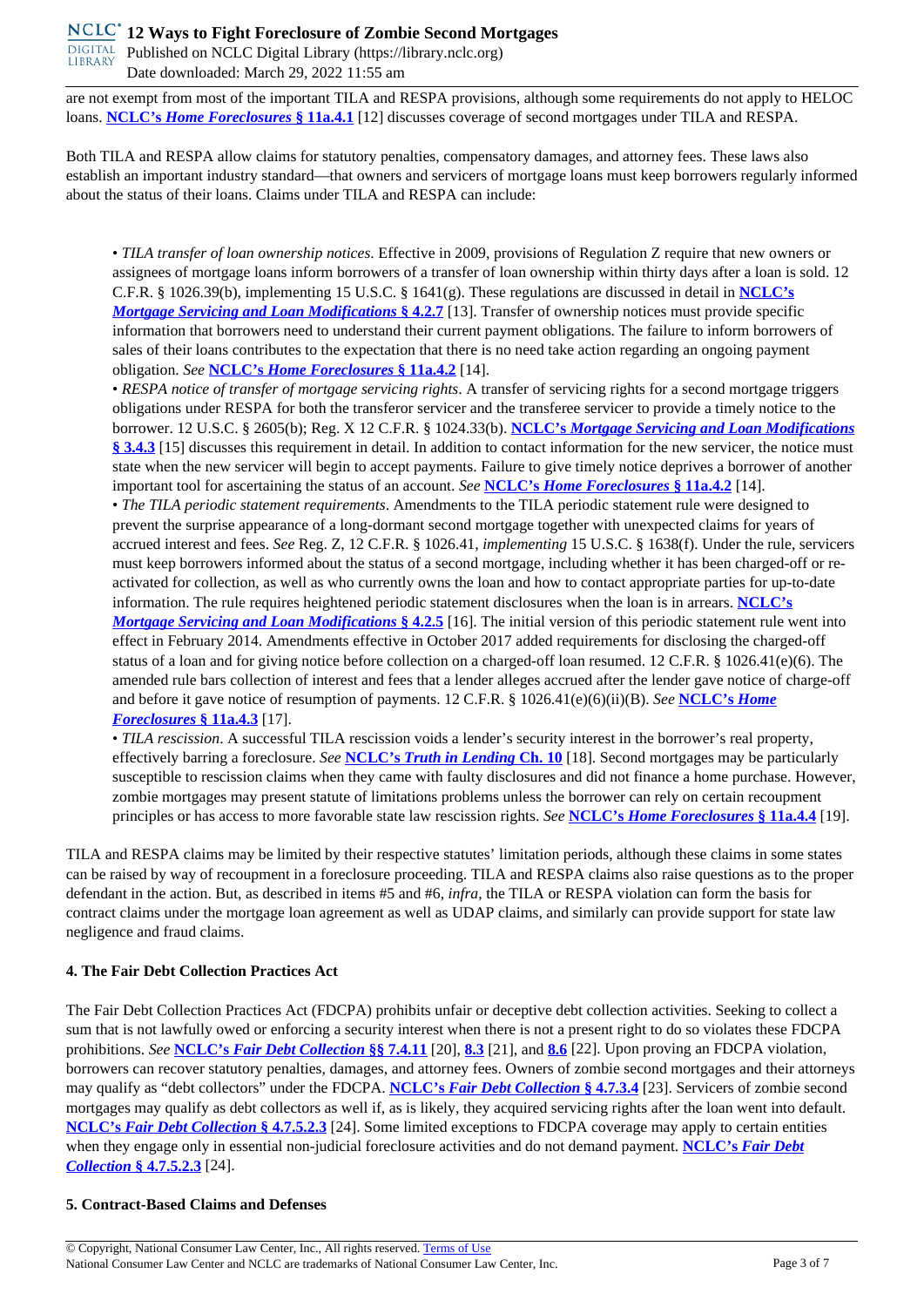are not exempt from most of the important TILA and RESPA provisions, although some requirements do not apply to HELOC loans. **NCLC's *Home Foreclosures* § 11a.4.1** [12] discusses coverage of second mortgages under TILA and RESPA.

Both TILA and RESPA allow claims for statutory penalties, compensatory damages, and attorney fees. These laws also establish an important industry standard—that owners and servicers of mortgage loans must keep borrowers regularly informed about the status of their loans. Claims under TILA and RESPA can include:

- *TILA transfer of loan ownership notices*. Effective in 2009, provisions of Regulation Z require that new owners or assignees of mortgage loans inform borrowers of a transfer of loan ownership within thirty days after a loan is sold. 12 C.F.R. § 1026.39(b), implementing 15 U.S.C. § 1641(g). These regulations are discussed in detail in **NCLC's *Mortgage Servicing and Loan Modifications* § 4.2.7** [13]. Transfer of ownership notices must provide specific information that borrowers need to understand their current payment obligations. The failure to inform borrowers of sales of their loans contributes to the expectation that there is no need take action regarding an ongoing payment obligation. *See* **NCLC's *Home Foreclosures* § 11a.4.2** [14].
- *RESPA notice of transfer of mortgage servicing rights*. A transfer of servicing rights for a second mortgage triggers obligations under RESPA for both the transferor servicer and the transferee servicer to provide a timely notice to the borrower. 12 U.S.C. § 2605(b); Reg. X 12 C.F.R. § 1024.33(b). **NCLC's *Mortgage Servicing and Loan Modifications* § 3.4.3** [15] discusses this requirement in detail. In addition to contact information for the new servicer, the notice must state when the new servicer will begin to accept payments. Failure to give timely notice deprives a borrower of another important tool for ascertaining the status of an account. *See* **NCLC's *Home Foreclosures* § 11a.4.2** [14].
- *The TILA periodic statement requirements*. Amendments to the TILA periodic statement rule were designed to prevent the surprise appearance of a long-dormant second mortgage together with unexpected claims for years of accrued interest and fees. *See* Reg. Z, 12 C.F.R. § 1026.41, *implementing* 15 U.S.C. § 1638(f). Under the rule, servicers must keep borrowers informed about the status of a second mortgage, including whether it has been charged-off or re-activated for collection, as well as who currently owns the loan and how to contact appropriate parties for up-to-date information. The rule requires heightened periodic statement disclosures when the loan is in arrears. **NCLC's *Mortgage Servicing and Loan Modifications* § 4.2.5** [16]. The initial version of this periodic statement rule went into effect in February 2014. Amendments effective in October 2017 added requirements for disclosing the charged-off status of a loan and for giving notice before collection on a charged-off loan resumed. 12 C.F.R. § 1026.41(e)(6). The amended rule bars collection of interest and fees that a lender alleges accrued after the lender gave notice of charge-off and before it gave notice of resumption of payments. 12 C.F.R. § 1026.41(e)(6)(ii)(B). *See* **NCLC's *Home Foreclosures* § 11a.4.3** [17].
- *TILA rescission*. A successful TILA rescission voids a lender's security interest in the borrower's real property, effectively barring a foreclosure. *See* **NCLC's *Truth in Lending* Ch. 10** [18]. Second mortgages may be particularly susceptible to rescission claims when they came with faulty disclosures and did not finance a home purchase. However, zombie mortgages may present statute of limitations problems unless the borrower can rely on certain recoupment principles or has access to more favorable state law rescission rights. *See* **NCLC's *Home Foreclosures* § 11a.4.4** [19].

TILA and RESPA claims may be limited by their respective statutes' limitation periods, although these claims in some states can be raised by way of recoupment in a foreclosure proceeding. TILA and RESPA claims also raise questions as to the proper defendant in the action. But, as described in items #5 and #6, *infra*, the TILA or RESPA violation can form the basis for contract claims under the mortgage loan agreement as well as UDAP claims, and similarly can provide support for state law negligence and fraud claims.

### 4. The Fair Debt Collection Practices Act

The Fair Debt Collection Practices Act (FDCPA) prohibits unfair or deceptive debt collection activities. Seeking to collect a sum that is not lawfully owed or enforcing a security interest when there is not a present right to do so violates these FDCPA prohibitions. *See* **NCLC's *Fair Debt Collection* §§ 7.4.11** [20], **8.3** [21], and **8.6** [22]. Upon proving an FDCPA violation, borrowers can recover statutory penalties, damages, and attorney fees. Owners of zombie second mortgages and their attorneys may qualify as "debt collectors" under the FDCPA. **NCLC's *Fair Debt Collection* § 4.7.3.4** [23]. Servicers of zombie second mortgages may qualify as debt collectors as well if, as is likely, they acquired servicing rights after the loan went into default. **NCLC's *Fair Debt Collection* § 4.7.5.2.3** [24]. Some limited exceptions to FDCPA coverage may apply to certain entities when they engage only in essential non-judicial foreclosure activities and do not demand payment. **NCLC's *Fair Debt Collection* § 4.7.5.2.3** [24].

### 5. Contract-Based Claims and Defenses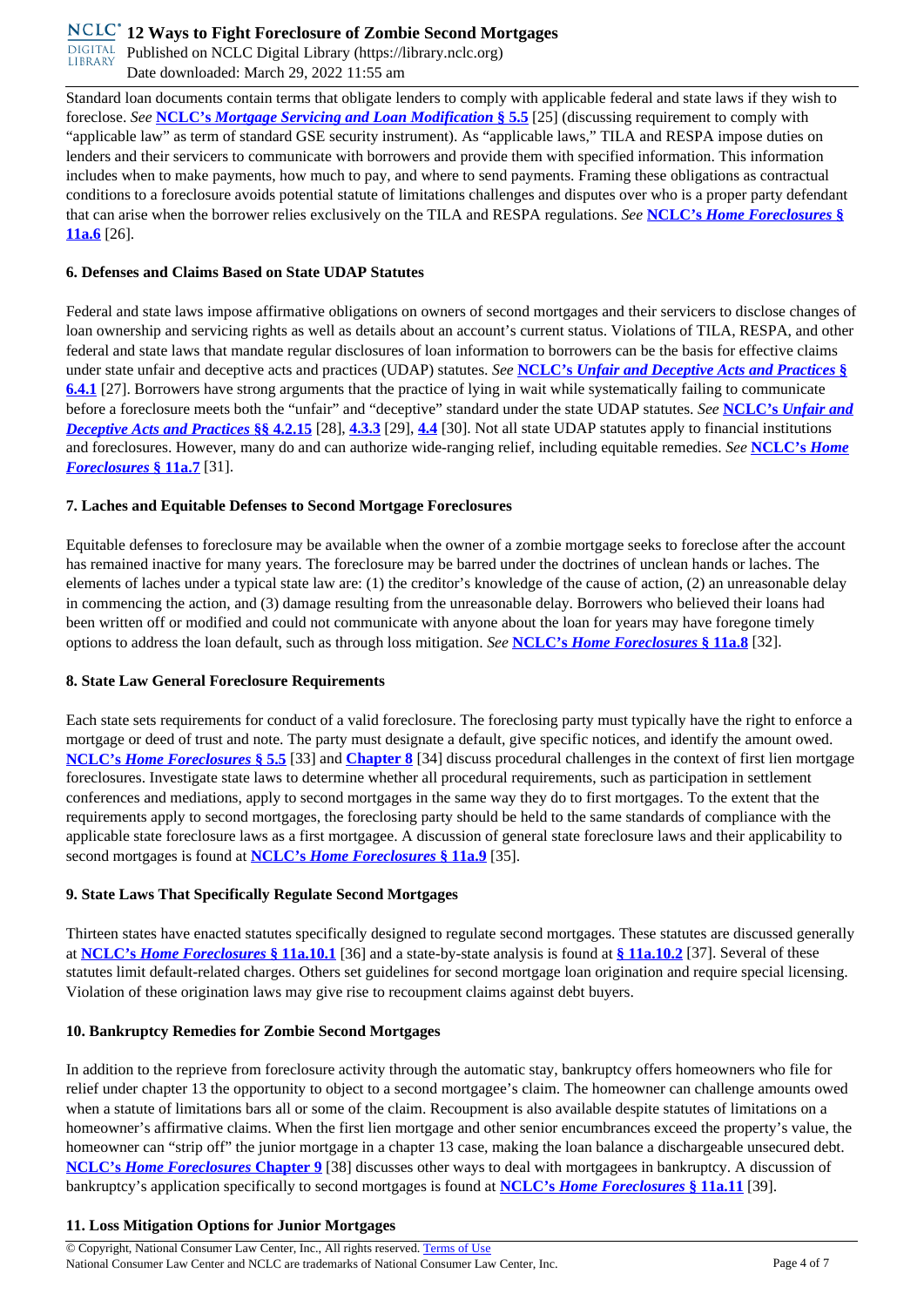Standard loan documents contain terms that obligate lenders to comply with applicable federal and state laws if they wish to foreclose. *See* **NCLC's *Mortgage Servicing and Loan Modification* § 5.5** [25] (discussing requirement to comply with "applicable law" as term of standard GSE security instrument). As "applicable laws," TILA and RESPA impose duties on lenders and their servicers to communicate with borrowers and provide them with specified information. This information includes when to make payments, how much to pay, and where to send payments. Framing these obligations as contractual conditions to a foreclosure avoids potential statute of limitations challenges and disputes over who is a proper party defendant that can arise when the borrower relies exclusively on the TILA and RESPA regulations. *See* **NCLC's *Home Foreclosures* § 11a.6** [26].

### 6. Defenses and Claims Based on State UDAP Statutes

Federal and state laws impose affirmative obligations on owners of second mortgages and their servicers to disclose changes of loan ownership and servicing rights as well as details about an account's current status. Violations of TILA, RESPA, and other federal and state laws that mandate regular disclosures of loan information to borrowers can be the basis for effective claims under state unfair and deceptive acts and practices (UDAP) statutes. *See* **NCLC's *Unfair and Deceptive Acts and Practices* § 6.4.1** [27]. Borrowers have strong arguments that the practice of lying in wait while systematically failing to communicate before a foreclosure meets both the "unfair" and "deceptive" standard under the state UDAP statutes. *See* **NCLC's *Unfair and Deceptive Acts and Practices* §§ 4.2.15** [28], **4.3.3** [29], **4.4** [30]. Not all state UDAP statutes apply to financial institutions and foreclosures. However, many do and can authorize wide-ranging relief, including equitable remedies. *See* **NCLC's *Home Foreclosures* § 11a.7** [31].

### 7. Laches and Equitable Defenses to Second Mortgage Foreclosures

Equitable defenses to foreclosure may be available when the owner of a zombie mortgage seeks to foreclose after the account has remained inactive for many years. The foreclosure may be barred under the doctrines of unclean hands or laches. The elements of laches under a typical state law are: (1) the creditor's knowledge of the cause of action, (2) an unreasonable delay in commencing the action, and (3) damage resulting from the unreasonable delay. Borrowers who believed their loans had been written off or modified and could not communicate with anyone about the loan for years may have foregone timely options to address the loan default, such as through loss mitigation. *See* **NCLC's *Home Foreclosures* § 11a.8** [32].

### 8. State Law General Foreclosure Requirements

Each state sets requirements for conduct of a valid foreclosure. The foreclosing party must typically have the right to enforce a mortgage or deed of trust and note. The party must designate a default, give specific notices, and identify the amount owed. **NCLC's *Home Foreclosures* § 5.5** [33] and **Chapter 8** [34] discuss procedural challenges in the context of first lien mortgage foreclosures. Investigate state laws to determine whether all procedural requirements, such as participation in settlement conferences and mediations, apply to second mortgages in the same way they do to first mortgages. To the extent that the requirements apply to second mortgages, the foreclosing party should be held to the same standards of compliance with the applicable state foreclosure laws as a first mortgagee. A discussion of general state foreclosure laws and their applicability to second mortgages is found at **NCLC's *Home Foreclosures* § 11a.9** [35].

### 9. State Laws That Specifically Regulate Second Mortgages

Thirteen states have enacted statutes specifically designed to regulate second mortgages. These statutes are discussed generally at **NCLC's *Home Foreclosures* § 11a.10.1** [36] and a state-by-state analysis is found at **§ 11a.10.2** [37]. Several of these statutes limit default-related charges. Others set guidelines for second mortgage loan origination and require special licensing. Violation of these origination laws may give rise to recoupment claims against debt buyers.

### 10. Bankruptcy Remedies for Zombie Second Mortgages

In addition to the reprieve from foreclosure activity through the automatic stay, bankruptcy offers homeowners who file for relief under chapter 13 the opportunity to object to a second mortgagee's claim. The homeowner can challenge amounts owed when a statute of limitations bars all or some of the claim. Recoupment is also available despite statutes of limitations on a homeowner's affirmative claims. When the first lien mortgage and other senior encumbrances exceed the property's value, the homeowner can "strip off" the junior mortgage in a chapter 13 case, making the loan balance a dischargeable unsecured debt. **NCLC's *Home Foreclosures* Chapter 9** [38] discusses other ways to deal with mortgagees in bankruptcy. A discussion of bankruptcy's application specifically to second mortgages is found at **NCLC's *Home Foreclosures* § 11a.11** [39].

### 11. Loss Mitigation Options for Junior Mortgages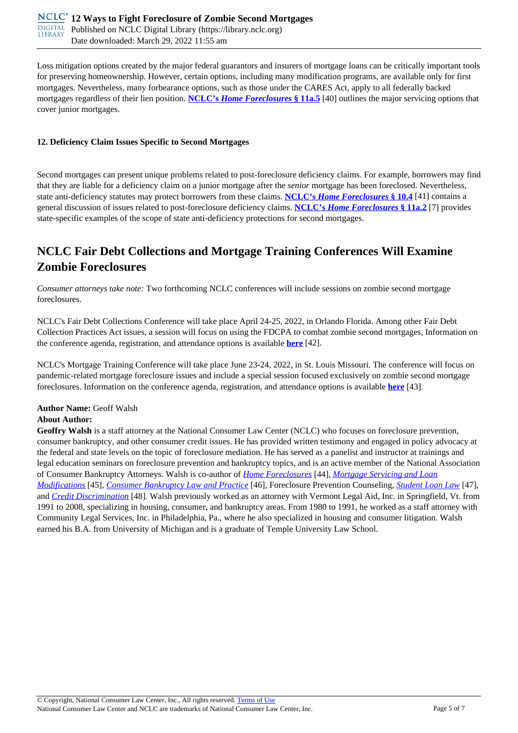Loss mitigation options created by the major federal guarantors and insurers of mortgage loans can be critically important tools for preserving homeownership. However, certain options, including many modification programs, are available only for first mortgages. Nevertheless, many forbearance options, such as those under the CARES Act, apply to all federally backed mortgages regardless of their lien position. **NCLC's *Home Foreclosures* § 11a.5** [40] outlines the major servicing options that cover junior mortgages.

#### 12. Deficiency Claim Issues Specific to Second Mortgages

Second mortgages can present unique problems related to post-foreclosure deficiency claims. For example, borrowers may find that they are liable for a deficiency claim on a junior mortgage after the *senior* mortgage has been foreclosed. Nevertheless, state anti-deficiency statutes may protect borrowers from these claims. **NCLC's *Home Foreclosures* § 10.4** [41] contains a general discussion of issues related to post-foreclosure deficiency claims. **NCLC's *Home Foreclosures* § 11a.2** [7] provides state-specific examples of the scope of state anti-deficiency protections for second mortgages.

## NCLC Fair Debt Collections and Mortgage Training Conferences Will Examine Zombie Foreclosures

*Consumer attorneys take note:* Two forthcoming NCLC conferences will include sessions on zombie second mortgage foreclosures.

NCLC's Fair Debt Collections Conference will take place April 24-25, 2022, in Orlando Florida. Among other Fair Debt Collection Practices Act issues, a session will focus on using the FDCPA to combat zombie second mortgages, Information on the conference agenda, registration, and attendance options is available **here** [42].

NCLC's Mortgage Training Conference will take place June 23-24, 2022, in St. Louis Missouri. The conference will focus on pandemic-related mortgage foreclosure issues and include a special session focused exclusively on zombie second mortgage foreclosures. Information on the conference agenda, registration, and attendance options is available **here** [43].

**Author Name:** Geoff Walsh
**About Author:**
**Geoffry Walsh** is a staff attorney at the National Consumer Law Center (NCLC) who focuses on foreclosure prevention, consumer bankruptcy, and other consumer credit issues. He has provided written testimony and engaged in policy advocacy at the federal and state levels on the topic of foreclosure mediation. He has served as a panelist and instructor at trainings and legal education seminars on foreclosure prevention and bankruptcy topics, and is an active member of the National Association of Consumer Bankruptcy Attorneys. Walsh is co-author of *Home Foreclosures* [44], *Mortgage Servicing and Loan Modifications* [45], *Consumer Bankruptcy Law and Practice* [46], Foreclosure Prevention Counseling, *Student Loan Law* [47], and *Credit Discrimination* [48]. Walsh previously worked as an attorney with Vermont Legal Aid, Inc. in Springfield, Vt. from 1991 to 2008, specializing in housing, consumer, and bankruptcy areas. From 1980 to 1991, he worked as a staff attorney with Community Legal Services, Inc. in Philadelphia, Pa., where he also specialized in housing and consumer litigation. Walsh earned his B.A. from University of Michigan and is a graduate of Temple University Law School.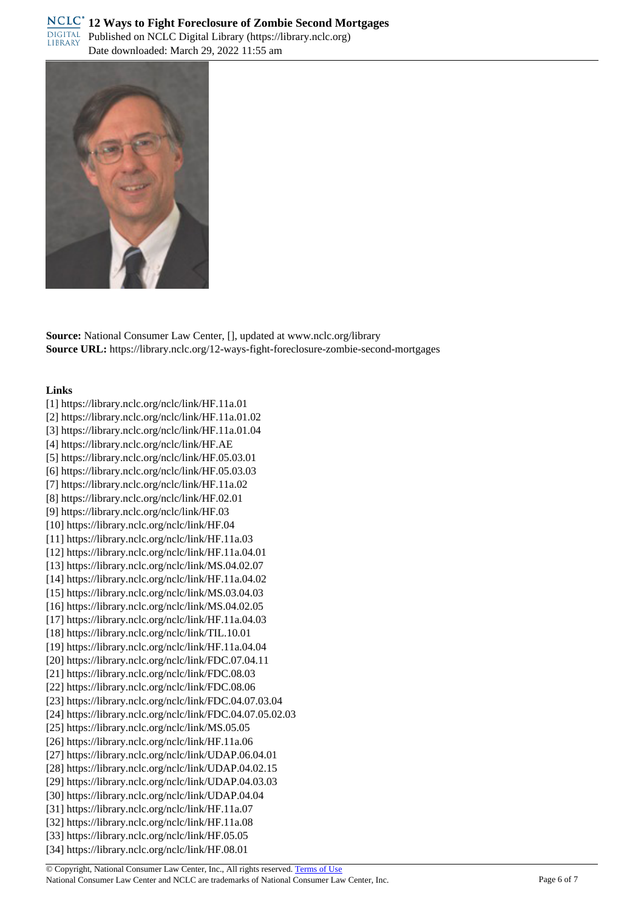**Source:** National Consumer Law Center, [], updated at www.nclc.org/library
**Source URL:** https://library.nclc.org/12-ways-fight-foreclosure-zombie-second-mortgages

**Links**

[1] https://library.nclc.org/nclc/link/HF.11a.01
[2] https://library.nclc.org/nclc/link/HF.11a.01.02
[3] https://library.nclc.org/nclc/link/HF.11a.01.04
[4] https://library.nclc.org/nclc/link/HF.AE
[5] https://library.nclc.org/nclc/link/HF.05.03.01
[6] https://library.nclc.org/nclc/link/HF.05.03.03
[7] https://library.nclc.org/nclc/link/HF.11a.02
[8] https://library.nclc.org/nclc/link/HF.02.01
[9] https://library.nclc.org/nclc/link/HF.03
[10] https://library.nclc.org/nclc/link/HF.04
[11] https://library.nclc.org/nclc/link/HF.11a.03
[12] https://library.nclc.org/nclc/link/HF.11a.04.01
[13] https://library.nclc.org/nclc/link/MS.04.02.07
[14] https://library.nclc.org/nclc/link/HF.11a.04.02
[15] https://library.nclc.org/nclc/link/MS.03.04.03
[16] https://library.nclc.org/nclc/link/MS.04.02.05
[17] https://library.nclc.org/nclc/link/HF.11a.04.03
[18] https://library.nclc.org/nclc/link/TIL.10.01
[19] https://library.nclc.org/nclc/link/HF.11a.04.04
[20] https://library.nclc.org/nclc/link/FDC.07.04.11
[21] https://library.nclc.org/nclc/link/FDC.08.03
[22] https://library.nclc.org/nclc/link/FDC.08.06
[23] https://library.nclc.org/nclc/link/FDC.04.07.03.04
[24] https://library.nclc.org/nclc/link/FDC.04.07.05.02.03
[25] https://library.nclc.org/nclc/link/MS.05.05
[26] https://library.nclc.org/nclc/link/HF.11a.06
[27] https://library.nclc.org/nclc/link/UDAP.06.04.01
[28] https://library.nclc.org/nclc/link/UDAP.04.02.15
[29] https://library.nclc.org/nclc/link/UDAP.04.03.03
[30] https://library.nclc.org/nclc/link/UDAP.04.04
[31] https://library.nclc.org/nclc/link/HF.11a.07
[32] https://library.nclc.org/nclc/link/HF.11a.08
[33] https://library.nclc.org/nclc/link/HF.05.05
[34] https://library.nclc.org/nclc/link/HF.08.01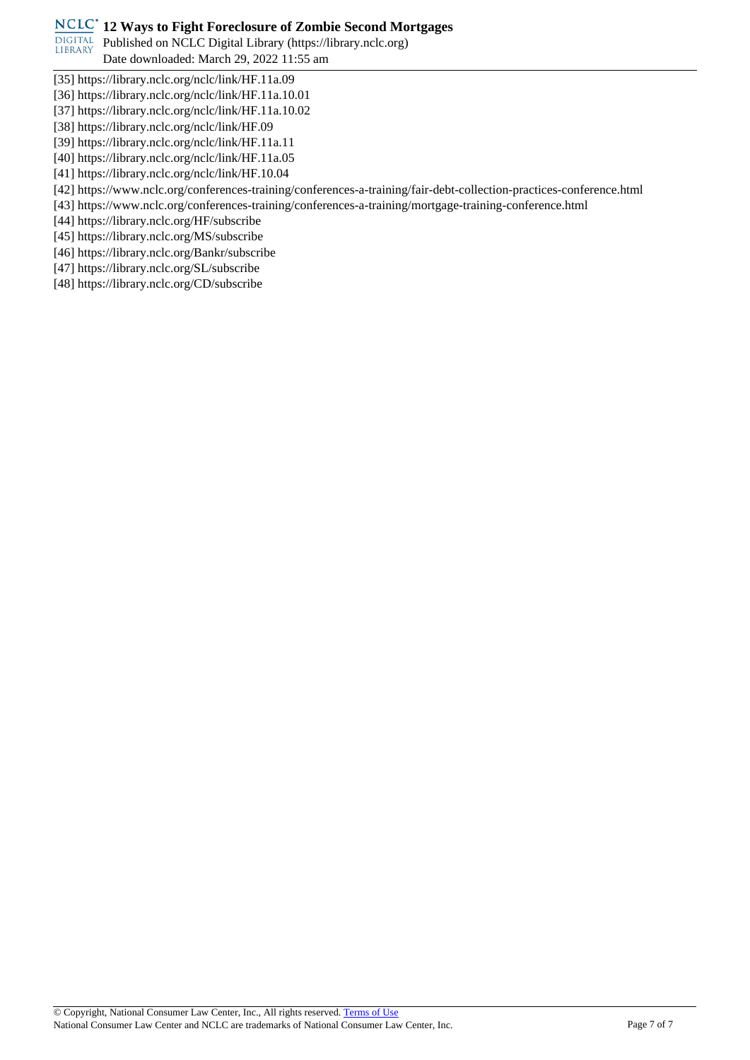[35] https://library.nclc.org/nclc/link/HF.11a.09
[36] https://library.nclc.org/nclc/link/HF.11a.10.01
[37] https://library.nclc.org/nclc/link/HF.11a.10.02
[38] https://library.nclc.org/nclc/link/HF.09
[39] https://library.nclc.org/nclc/link/HF.11a.11
[40] https://library.nclc.org/nclc/link/HF.11a.05
[41] https://library.nclc.org/nclc/link/HF.10.04
[42] https://www.nclc.org/conferences-training/conferences-a-training/fair-debt-collection-practices-conference.html
[43] https://www.nclc.org/conferences-training/conferences-a-training/mortgage-training-conference.html
[44] https://library.nclc.org/HF/subscribe
[45] https://library.nclc.org/MS/subscribe
[46] https://library.nclc.org/Bankr/subscribe
[47] https://library.nclc.org/SL/subscribe
[48] https://library.nclc.org/CD/subscribe